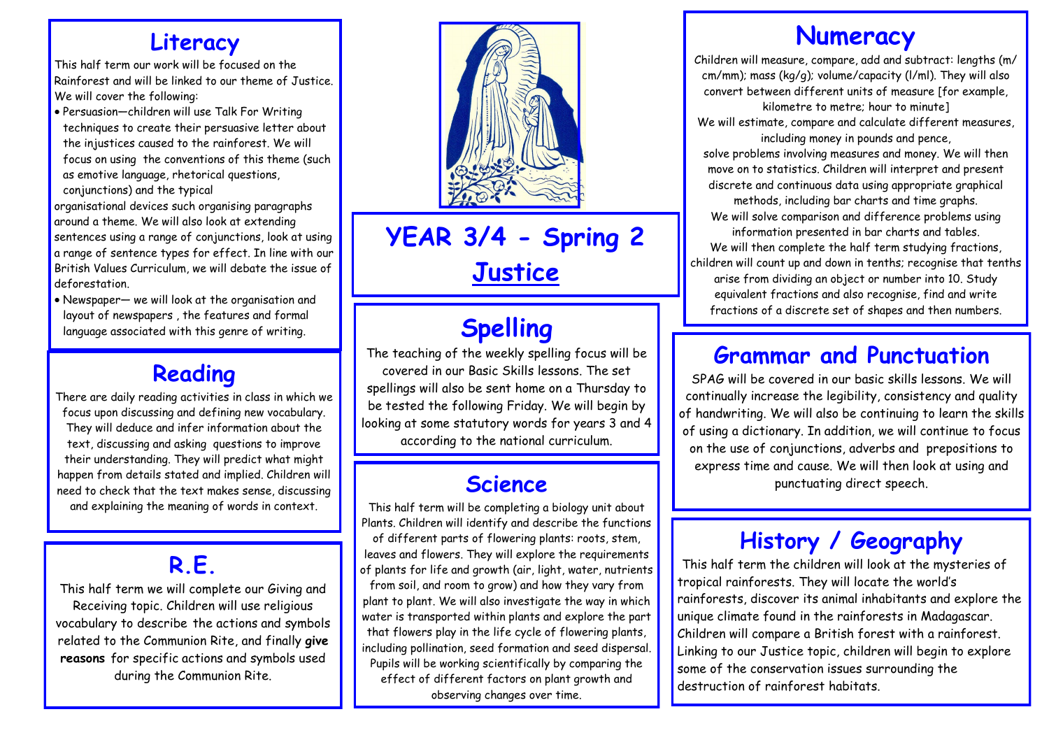# YEAR 3/4 - Spring 2

## Justice

## Literacy

This half term our work will be focused on the Rainforest and will be linked to our theme of Justice. We will cover the following:

- Persuasion—children will use Talk For Writing techniques to create their persuasive letter about the injustices caused to the rainforest. We will focus on using the conventions of this theme (such as emotive language, rhetorical questions, conjunctions) and the typical

organisational devices such organising paragraphs around a theme. We will also look at extending sentences using a range of conjunctions, look at using a range of sentence types for effect. In line with our British Values Curriculum, we will debate the issue of deforestation.

- Newspaper— we will look at the organisation and layout of newspapers , the features and formal language associated with this genre of writing.

## Reading

There are daily reading activities in class in which we focus upon discussing and defining new vocabulary. They will deduce and infer information about the text, discussing and asking questions to improve their understanding. They will predict what might happen from details stated and implied. Children will need to check that the text makes sense, discussing and explaining the meaning of words in context.

## R.E.

This half term we will complete our Giving and Receiving topic. Children will use religious vocabulary to describe the actions and symbols related to the Communion Rite, and finally **give reasons** for specific actions and symbols used during the Communion Rite.

## Spelling

The teaching of the weekly spelling focus will be covered in our Basic Skills lessons. The set spellings will also be sent home on a Thursday to be tested the following Friday. We will begin by looking at some statutory words for years 3 and 4 according to the national curriculum.

## Science

This half term will be completing a biology unit about Plants. Children will identify and describe the functions of different parts of flowering plants: roots, stem, leaves and flowers. They will explore the requirements of plants for life and growth (air, light, water, nutrients from soil, and room to grow) and how they vary from plant to plant. We will also investigate the way in which water is transported within plants and explore the part that flowers play in the life cycle of flowering plants, including pollination, seed formation and seed dispersal. Pupils will be working scientifically by comparing the effect of different factors on plant growth and observing changes over time.

## Numeracy

Children will measure, compare, add and subtract: lengths (m/cm/mm); mass (kg/g); volume/capacity (l/ml). They will also convert between different units of measure [for example, kilometre to metre; hour to minute]

We will estimate, compare and calculate different measures, including money in pounds and pence,

solve problems involving measures and money. We will then move on to statistics. Children will interpret and present discrete and continuous data using appropriate graphical methods, including bar charts and time graphs.

We will solve comparison and difference problems using information presented in bar charts and tables.

We will then complete the half term studying fractions, children will count up and down in tenths; recognise that tenths arise from dividing an object or number into 10. Study equivalent fractions and also recognise, find and write fractions of a discrete set of shapes and then numbers.

## Grammar and Punctuation

SPAG will be covered in our basic skills lessons. We will continually increase the legibility, consistency and quality of handwriting. We will also be continuing to learn the skills of using a dictionary. In addition, we will continue to focus on the use of conjunctions, adverbs and prepositions to express time and cause. We will then look at using and punctuating direct speech.

## History / Geography

This half term the children will look at the mysteries of tropical rainforests. They will locate the world's rainforests, discover its animal inhabitants and explore the unique climate found in the rainforests in Madagascar. Children will compare a British forest with a rainforest. Linking to our Justice topic, children will begin to explore some of the conservation issues surrounding the destruction of rainforest habitats.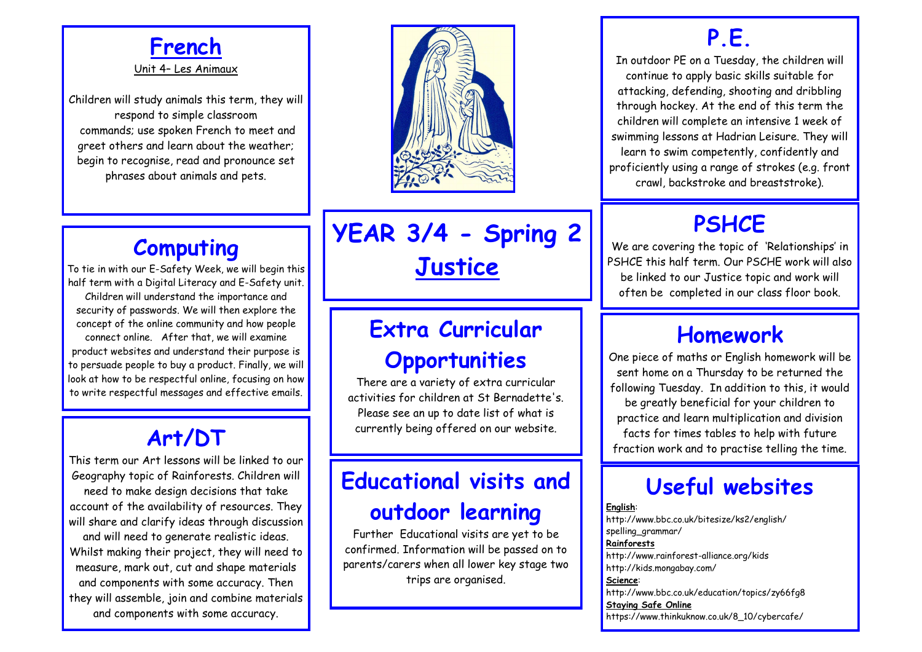# YEAR 3/4 - Spring 2 Justice

## French

Unit 4– Les Animaux

Children will study animals this term, they will respond to simple classroom commands; use spoken French to meet and greet others and learn about the weather; begin to recognise, read and pronounce set phrases about animals and pets.

## Computing

To tie in with our E-Safety Week, we will begin this half term with a Digital Literacy and E-Safety unit. Children will understand the importance and security of passwords. We will then explore the concept of the online community and how people connect online. After that, we will examine product websites and understand their purpose is to persuade people to buy a product. Finally, we will look at how to be respectful online, focusing on how to write respectful messages and effective emails.

## Art/DT

This term our Art lessons will be linked to our Geography topic of Rainforests. Children will need to make design decisions that take account of the availability of resources. They will share and clarify ideas through discussion and will need to generate realistic ideas. Whilst making their project, they will need to measure, mark out, cut and shape materials and components with some accuracy. Then they will assemble, join and combine materials and components with some accuracy.

## Extra Curricular Opportunities

There are a variety of extra curricular activities for children at St Bernadette's. Please see an up to date list of what is currently being offered on our website.

## Educational visits and outdoor learning

Further Educational visits are yet to be confirmed. Information will be passed on to parents/carers when all lower key stage two trips are organised.

## P.E.

In outdoor PE on a Tuesday, the children will continue to apply basic skills suitable for attacking, defending, shooting and dribbling through hockey. At the end of this term the children will complete an intensive 1 week of swimming lessons at Hadrian Leisure. They will learn to swim competently, confidently and proficiently using a range of strokes (e.g. front crawl, backstroke and breaststroke).

## PSHCE

We are covering the topic of 'Relationships' in PSHCE this half term. Our PSCHE work will also be linked to our Justice topic and work will often be completed in our class floor book.

## Homework

One piece of maths or English homework will be sent home on a Thursday to be returned the following Tuesday. In addition to this, it would be greatly beneficial for your children to practice and learn multiplication and division facts for times tables to help with future fraction work and to practise telling the time.

## Useful websites

**English**:
http://www.bbc.co.uk/bitesize/ks2/english/spelling_grammar/

**Rainforests**
http://www.rainforest-alliance.org/kids
http://kids.mongabay.com/

**Science**:
http://www.bbc.co.uk/education/topics/zy66fg8

**Staying Safe Online**
https://www.thinkuknow.co.uk/8_10/cybercafe/